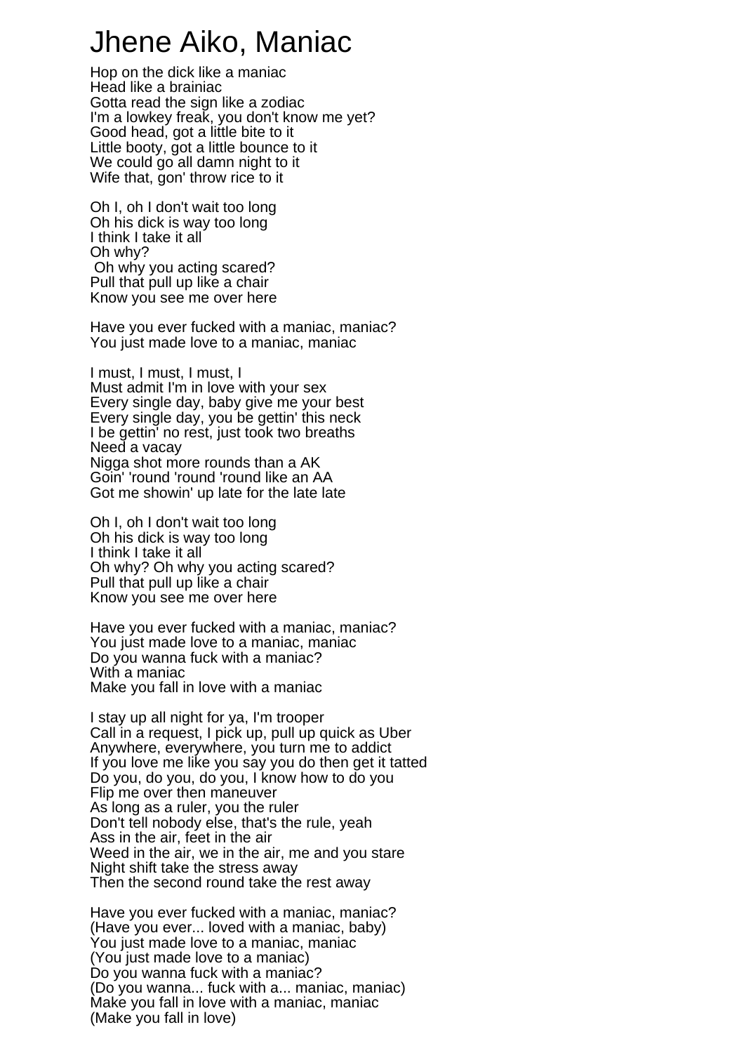# Jhene Aiko, Maniac

Hop on the dick like a maniac
Head like a brainiac
Gotta read the sign like a zodiac
I'm a lowkey freak, you don't know me yet?
Good head, got a little bite to it
Little booty, got a little bounce to it
We could go all damn night to it
Wife that, gon' throw rice to it

Oh I, oh I don't wait too long
Oh his dick is way too long
I think I take it all
Oh why?
 Oh why you acting scared?
Pull that pull up like a chair
Know you see me over here

Have you ever fucked with a maniac, maniac?
You just made love to a maniac, maniac

I must, I must, I must, I
Must admit I'm in love with your sex
Every single day, baby give me your best
Every single day, you be gettin' this neck
I be gettin' no rest, just took two breaths
Need a vacay
Nigga shot more rounds than a AK
Goin' 'round 'round 'round like an AA
Got me showin' up late for the late late

Oh I, oh I don't wait too long
Oh his dick is way too long
I think I take it all
Oh why? Oh why you acting scared?
Pull that pull up like a chair
Know you see me over here

Have you ever fucked with a maniac, maniac?
You just made love to a maniac, maniac
Do you wanna fuck with a maniac?
With a maniac
Make you fall in love with a maniac

I stay up all night for ya, I'm trooper
Call in a request, I pick up, pull up quick as Uber
Anywhere, everywhere, you turn me to addict
If you love me like you say you do then get it tatted
Do you, do you, do you, I know how to do you
Flip me over then maneuver
As long as a ruler, you the ruler
Don't tell nobody else, that's the rule, yeah
Ass in the air, feet in the air
Weed in the air, we in the air, me and you stare
Night shift take the stress away
Then the second round take the rest away

Have you ever fucked with a maniac, maniac?
(Have you ever... loved with a maniac, baby)
You just made love to a maniac, maniac
(You just made love to a maniac)
Do you wanna fuck with a maniac?
(Do you wanna... fuck with a... maniac, maniac)
Make you fall in love with a maniac, maniac
(Make you fall in love)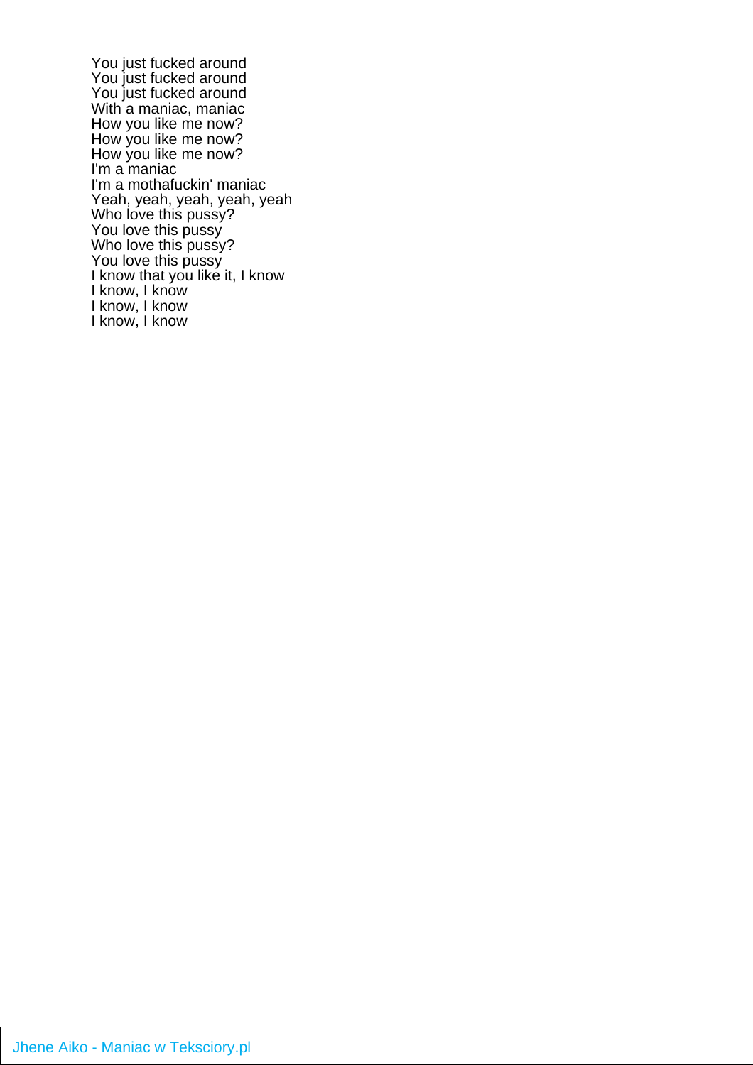You just fucked around
You just fucked around
You just fucked around
With a maniac, maniac
How you like me now?
How you like me now?
How you like me now?
I'm a maniac
I'm a mothafuckin' maniac
Yeah, yeah, yeah, yeah, yeah
Who love this pussy?
You love this pussy
Who love this pussy?
You love this pussy
I know that you like it, I know
I know, I know
I know, I know
I know, I know